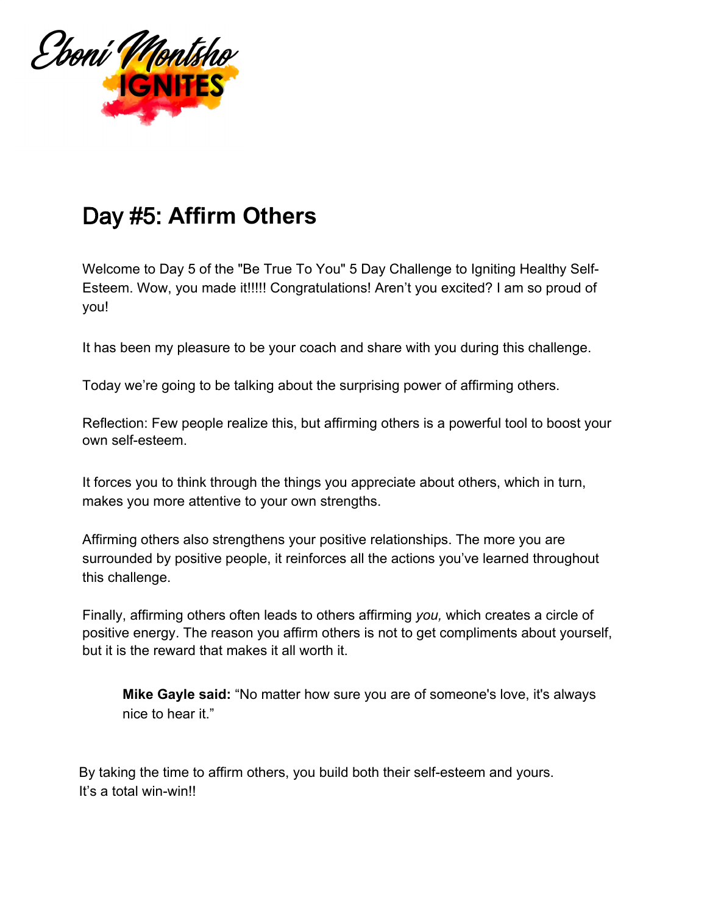Eboni Montsho IGNITES

# Day #5: Affirm Others

Welcome to Day 5 of the "Be True To You" 5 Day Challenge to Igniting Healthy Self-Esteem. Wow, you made it!!!!! Congratulations! Aren't you excited? I am so proud of you!

It has been my pleasure to be your coach and share with you during this challenge.

Today we're going to be talking about the surprising power of affirming others.

Reflection: Few people realize this, but affirming others is a powerful tool to boost your own self-esteem.

It forces you to think through the things you appreciate about others, which in turn, makes you more attentive to your own strengths.

Affirming others also strengthens your positive relationships. The more you are surrounded by positive people, it reinforces all the actions you've learned throughout this challenge.

Finally, affirming others often leads to others affirming *you,* which creates a circle of positive energy. The reason you affirm others is not to get compliments about yourself, but it is the reward that makes it all worth it.

> **Mike Gayle said:** "No matter how sure you are of someone's love, it's always nice to hear it."

By taking the time to affirm others, you build both their self-esteem and yours.
It's a total win-win!!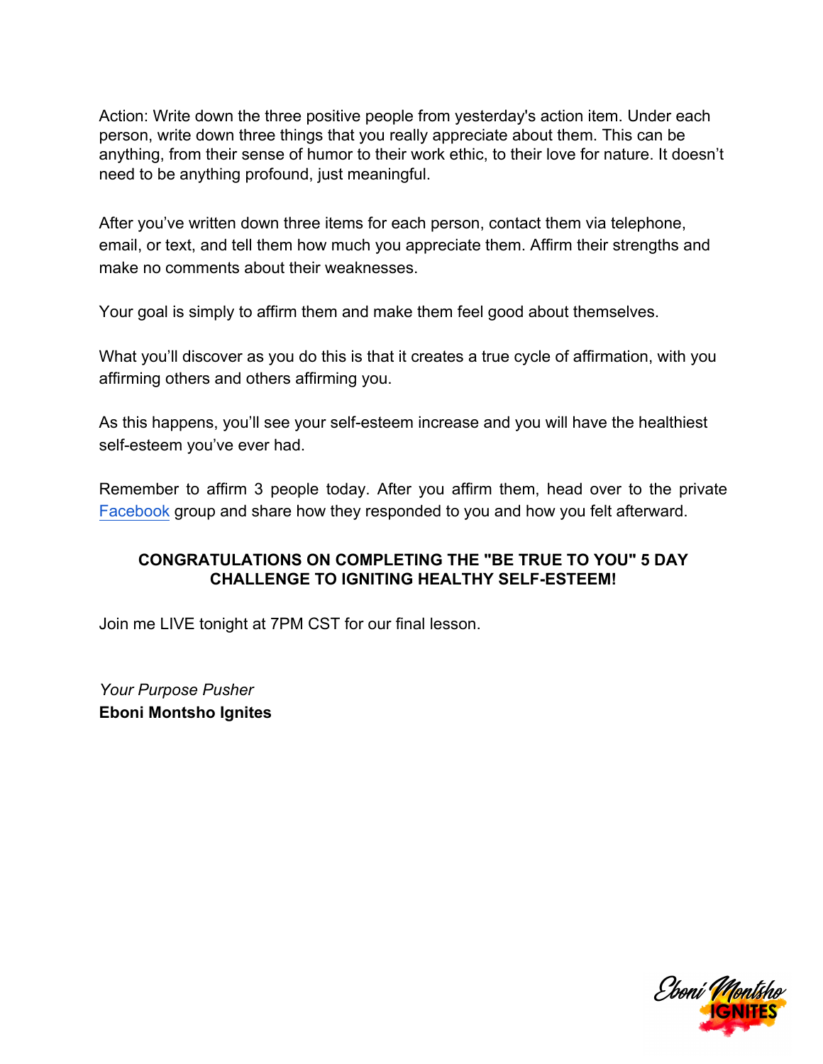Action: Write down the three positive people from yesterday's action item. Under each person, write down three things that you really appreciate about them. This can be anything, from their sense of humor to their work ethic, to their love for nature. It doesn't need to be anything profound, just meaningful.

After you've written down three items for each person, contact them via telephone, email, or text, and tell them how much you appreciate them. Affirm their strengths and make no comments about their weaknesses.

Your goal is simply to affirm them and make them feel good about themselves.

What you'll discover as you do this is that it creates a true cycle of affirmation, with you affirming others and others affirming you.

As this happens, you'll see your self-esteem increase and you will have the healthiest self-esteem you've ever had.

Remember to affirm 3 people today. After you affirm them, head over to the private Facebook group and share how they responded to you and how you felt afterward.

**CONGRATULATIONS ON COMPLETING THE "BE TRUE TO YOU" 5 DAY CHALLENGE TO IGNITING HEALTHY SELF-ESTEEM!**

Join me LIVE tonight at 7PM CST for our final lesson.

*Your Purpose Pusher*
**Eboni Montsho Ignites**